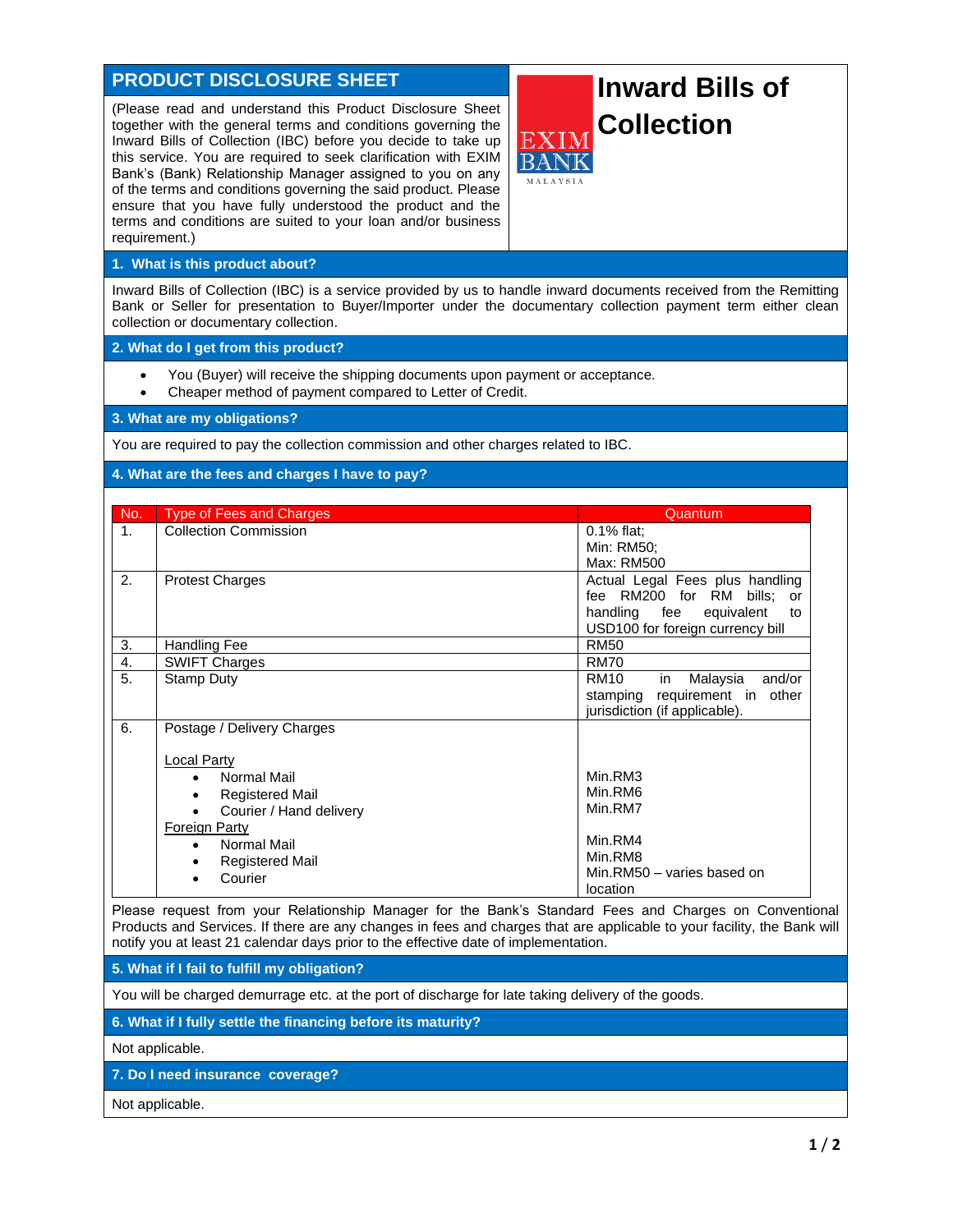# PRODUCT DISCLOSURE SHEET

# Inward Bills of Collection

(Please read and understand this Product Disclosure Sheet together with the general terms and conditions governing the Inward Bills of Collection (IBC) before you decide to take up this service. You are required to seek clarification with EXIM Bank's (Bank) Relationship Manager assigned to you on any of the terms and conditions governing the said product. Please ensure that you have fully understood the product and the terms and conditions are suited to your loan and/or business requirement.)

## 1. What is this product about?

Inward Bills of Collection (IBC) is a service provided by us to handle inward documents received from the Remitting Bank or Seller for presentation to Buyer/Importer under the documentary collection payment term either clean collection or documentary collection.

## 2. What do I get from this product?

- You (Buyer) will receive the shipping documents upon payment or acceptance.
- Cheaper method of payment compared to Letter of Credit.

## 3. What are my obligations?

You are required to pay the collection commission and other charges related to IBC.

## 4. What are the fees and charges I have to pay?

| No. | Type of Fees and Charges | Quantum |
|---|---|---|
| 1. | Collection Commission | 0.1% flat;<br>Min: RM50;<br>Max: RM500 |
| 2. | Protest Charges | Actual Legal Fees plus handling fee RM200 for RM bills; or handling fee equivalent to USD100 for foreign currency bill |
| 3. | Handling Fee | RM50 |
| 4. | SWIFT Charges | RM70 |
| 5. | Stamp Duty | RM10 in Malaysia and/or stamping requirement in other jurisdiction (if applicable). |
| 6. | Postage / Delivery Charges<br><br>Local Party<br>• Normal Mail<br>• Registered Mail<br>• Courier / Hand delivery<br>Foreign Party<br>• Normal Mail<br>• Registered Mail<br>• Courier | <br><br><br>Min.RM3<br>Min.RM6<br>Min.RM7<br><br>Min.RM4<br>Min.RM8<br>Min.RM50 – varies based on location |

Please request from your Relationship Manager for the Bank's Standard Fees and Charges on Conventional Products and Services. If there are any changes in fees and charges that are applicable to your facility, the Bank will notify you at least 21 calendar days prior to the effective date of implementation.

## 5. What if I fail to fulfill my obligation?

You will be charged demurrage etc. at the port of discharge for late taking delivery of the goods.

## 6. What if I fully settle the financing before its maturity?

Not applicable.

## 7. Do I need insurance coverage?

Not applicable.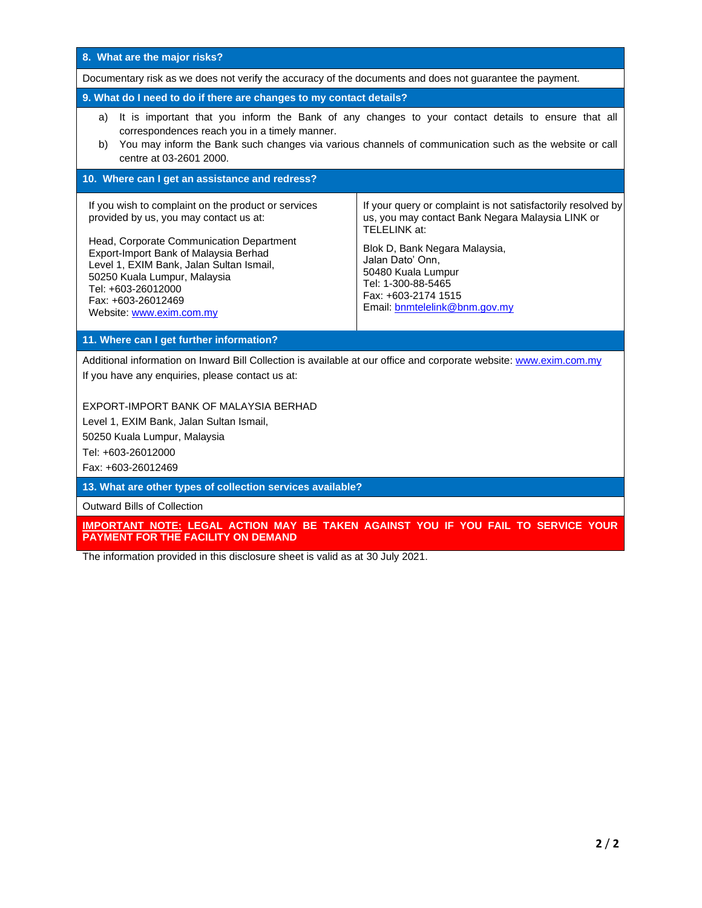### 8. What are the major risks?

Documentary risk as we does not verify the accuracy of the documents and does not guarantee the payment.

### 9. What do I need to do if there are changes to my contact details?

a) It is important that you inform the Bank of any changes to your contact details to ensure that all correspondences reach you in a timely manner.

b) You may inform the Bank such changes via various channels of communication such as the website or call centre at 03-2601 2000.

### 10. Where can I get an assistance and redress?

If you wish to complaint on the product or services provided by us, you may contact us at:

Head, Corporate Communication Department
Export-Import Bank of Malaysia Berhad
Level 1, EXIM Bank, Jalan Sultan Ismail,
50250 Kuala Lumpur, Malaysia
Tel: +603-26012000
Fax: +603-26012469
Website: www.exim.com.my

If your query or complaint is not satisfactorily resolved by us, you may contact Bank Negara Malaysia LINK or TELELINK at:

Blok D, Bank Negara Malaysia,
Jalan Dato' Onn,
50480 Kuala Lumpur
Tel: 1-300-88-5465
Fax: +603-2174 1515
Email: bnmtelelink@bnm.gov.my

### 11. Where can I get further information?

Additional information on Inward Bill Collection is available at our office and corporate website: www.exim.com.my
If you have any enquiries, please contact us at:

EXPORT-IMPORT BANK OF MALAYSIA BERHAD
Level 1, EXIM Bank, Jalan Sultan Ismail,
50250 Kuala Lumpur, Malaysia
Tel: +603-26012000
Fax: +603-26012469

### 13. What are other types of collection services available?

Outward Bills of Collection

**IMPORTANT NOTE: LEGAL ACTION MAY BE TAKEN AGAINST YOU IF YOU FAIL TO SERVICE YOUR PAYMENT FOR THE FACILITY ON DEMAND**

The information provided in this disclosure sheet is valid as at 30 July 2021.